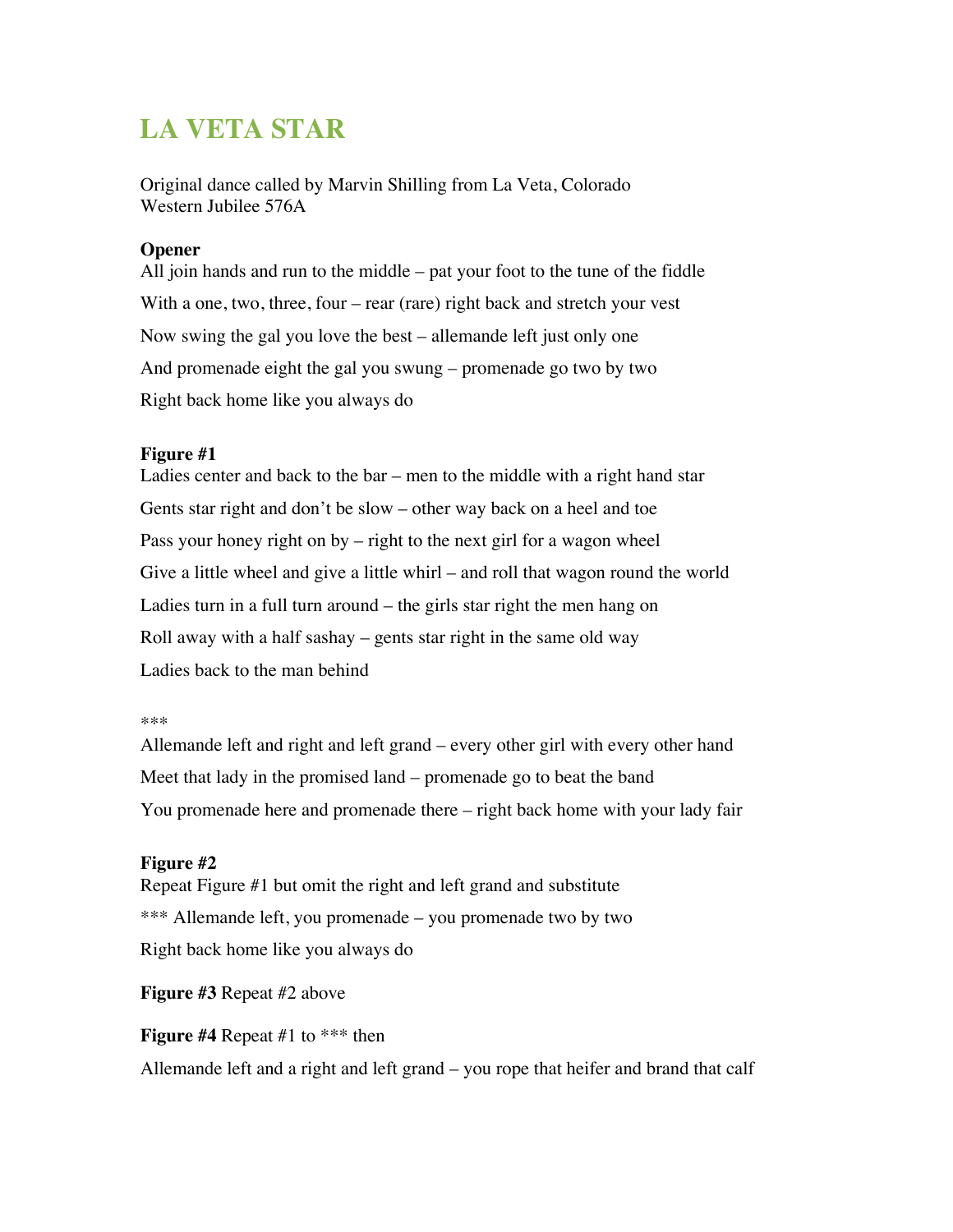# LA VETA STAR

Original dance called by Marvin Shilling from La Veta, Colorado
Western Jubilee 576A

**Opener**

All join hands and run to the middle – pat your foot to the tune of the fiddle

With a one, two, three, four – rear (rare) right back and stretch your vest

Now swing the gal you love the best – allemande left just only one

And promenade eight the gal you swung – promenade go two by two

Right back home like you always do

**Figure #1**

Ladies center and back to the bar – men to the middle with a right hand star

Gents star right and don't be slow – other way back on a heel and toe

Pass your honey right on by – right to the next girl for a wagon wheel

Give a little wheel and give a little whirl – and roll that wagon round the world

Ladies turn in a full turn around – the girls star right the men hang on

Roll away with a half sashay – gents star right in the same old way

Ladies back to the man behind

***

Allemande left and right and left grand – every other girl with every other hand

Meet that lady in the promised land – promenade go to beat the band

You promenade here and promenade there – right back home with your lady fair

**Figure #2**

Repeat Figure #1 but omit the right and left grand and substitute

*** Allemande left, you promenade – you promenade two by two

Right back home like you always do

**Figure #3** Repeat #2 above

**Figure #4** Repeat #1 to *** then

Allemande left and a right and left grand – you rope that heifer and brand that calf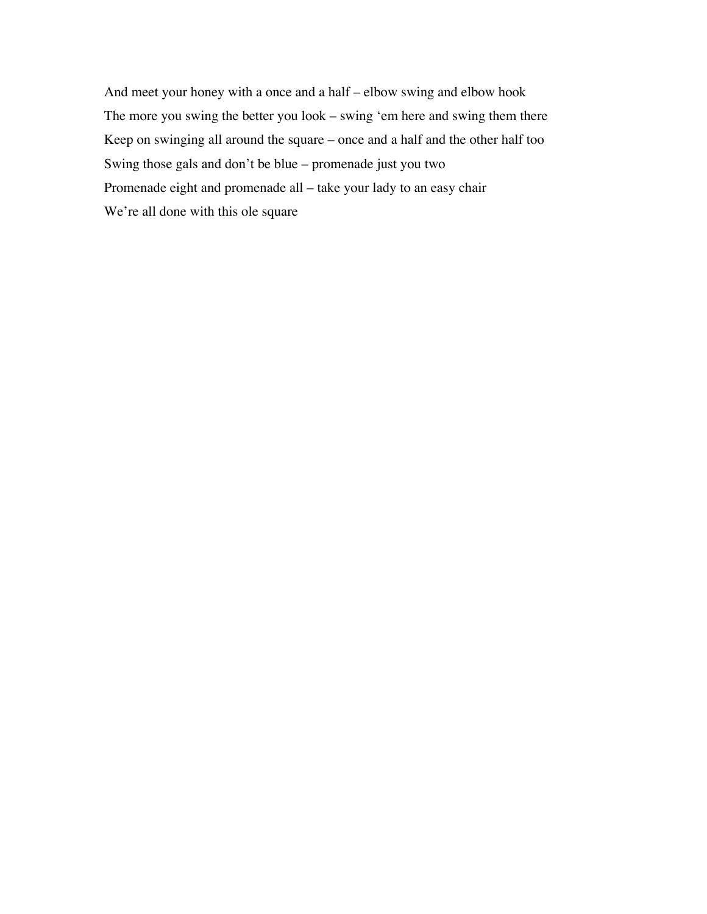And meet your honey with a once and a half – elbow swing and elbow hook
The more you swing the better you look – swing 'em here and swing them there
Keep on swinging all around the square – once and a half and the other half too
Swing those gals and don't be blue – promenade just you two
Promenade eight and promenade all – take your lady to an easy chair
We're all done with this ole square